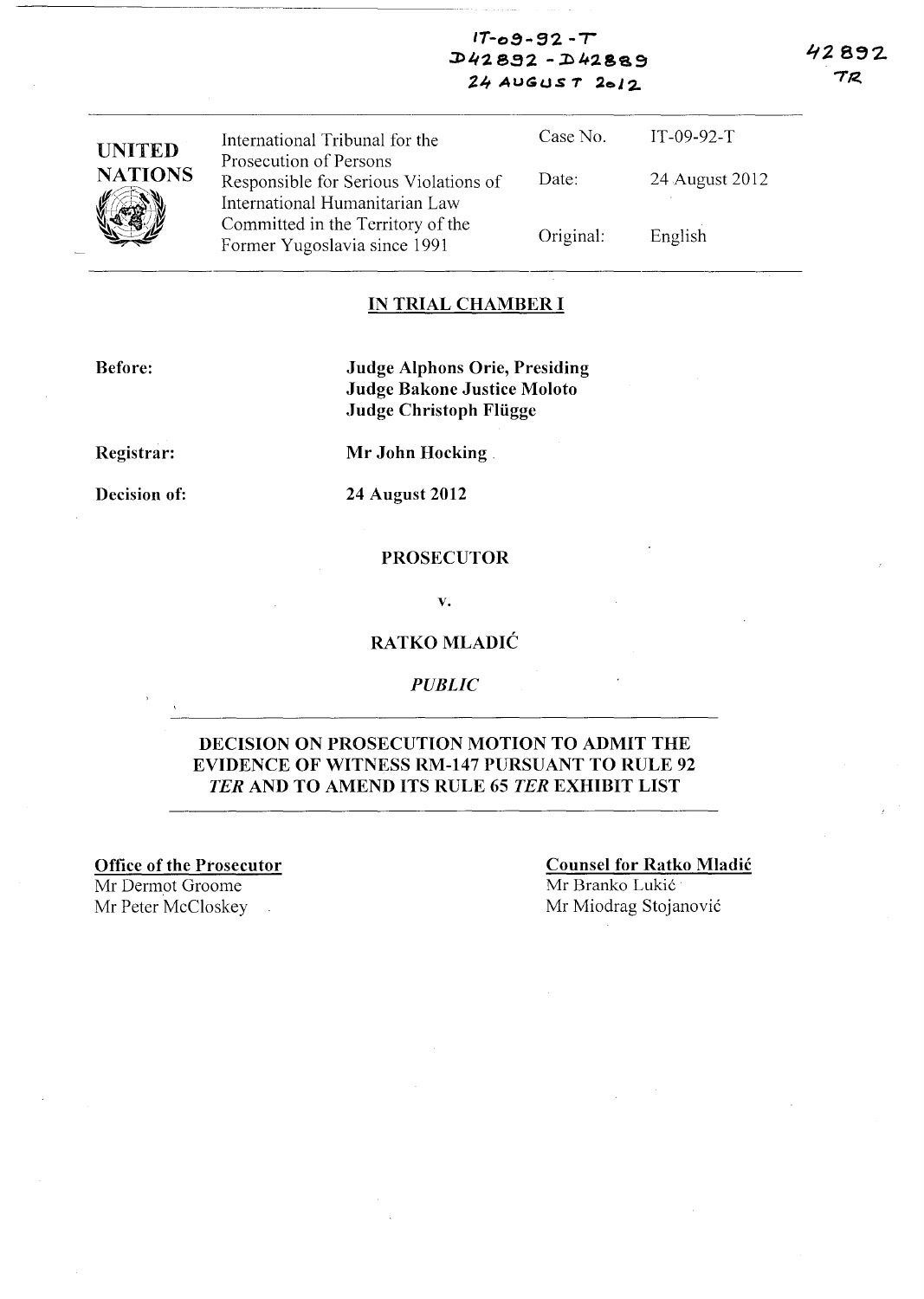IT-09-92-T
D42892 - D42889
24 AUGUST 2012

42892
TR

| UNITED NATIONS | International Tribunal for the Prosecution of Persons Responsible for Serious Violations of International Humanitarian Law Committed in the Territory of the Former Yugoslavia since 1991 | Case No. | IT-09-92-T |
|---|---|---|---|
| | | Date: | 24 August 2012 |
| | | Original: | English |

## IN TRIAL CHAMBER I

**Before:** **Judge Alphons Orie, Presiding**
**Judge Bakone Justice Moloto**
**Judge Christoph Flügge**

**Registrar:** **Mr John Hocking**

**Decision of:** **24 August 2012**

**PROSECUTOR**

**v.**

**RATKO MLADIĆ**

***PUBLIC***

## DECISION ON PROSECUTION MOTION TO ADMIT THE EVIDENCE OF WITNESS RM-147 PURSUANT TO RULE 92 *TER* AND TO AMEND ITS RULE 65 *TER* EXHIBIT LIST

**Office of the Prosecutor**
Mr Dermot Groome
Mr Peter McCloskey

**Counsel for Ratko Mladić**
Mr Branko Lukić
Mr Miodrag Stojanović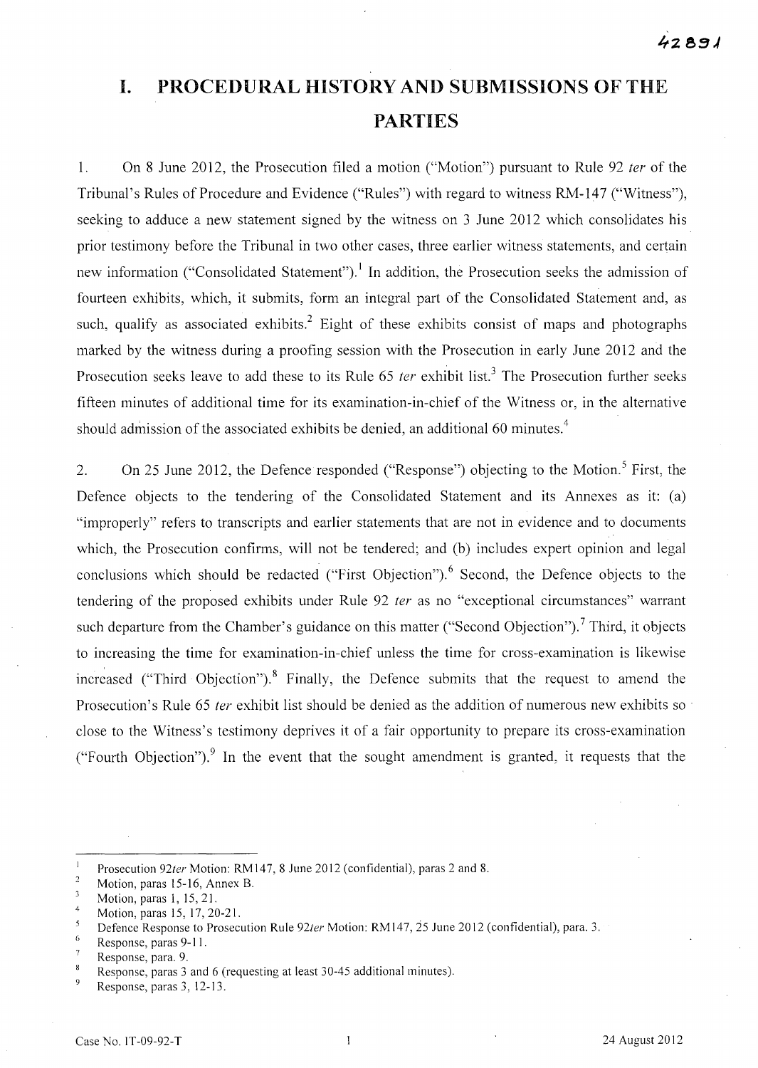# I. PROCEDURAL HISTORY AND SUBMISSIONS OF THE PARTIES

1. On 8 June 2012, the Prosecution filed a motion ("Motion") pursuant to Rule 92 *ter* of the Tribunal's Rules of Procedure and Evidence ("Rules") with regard to witness RM-147 ("Witness"), seeking to adduce a new statement signed by the witness on 3 June 2012 which consolidates his prior testimony before the Tribunal in two other cases, three earlier witness statements, and certain new information ("Consolidated Statement").[1] In addition, the Prosecution seeks the admission of fourteen exhibits, which, it submits, form an integral part of the Consolidated Statement and, as such, qualify as associated exhibits.[2] Eight of these exhibits consist of maps and photographs marked by the witness during a proofing session with the Prosecution in early June 2012 and the Prosecution seeks leave to add these to its Rule 65 *ter* exhibit list.[3] The Prosecution further seeks fifteen minutes of additional time for its examination-in-chief of the Witness or, in the alternative should admission of the associated exhibits be denied, an additional 60 minutes.[4]

2. On 25 June 2012, the Defence responded ("Response") objecting to the Motion.[5] First, the Defence objects to the tendering of the Consolidated Statement and its Annexes as it: (a) "improperly" refers to transcripts and earlier statements that are not in evidence and to documents which, the Prosecution confirms, will not be tendered; and (b) includes expert opinion and legal conclusions which should be redacted ("First Objection").[6] Second, the Defence objects to the tendering of the proposed exhibits under Rule 92 *ter* as no "exceptional circumstances" warrant such departure from the Chamber's guidance on this matter ("Second Objection").[7] Third, it objects to increasing the time for examination-in-chief unless the time for cross-examination is likewise increased ("Third Objection").[8] Finally, the Defence submits that the request to amend the Prosecution's Rule 65 *ter* exhibit list should be denied as the addition of numerous new exhibits so close to the Witness's testimony deprives it of a fair opportunity to prepare its cross-examination ("Fourth Objection").[9] In the event that the sought amendment is granted, it requests that the

---

[1] Prosecution 92*ter* Motion: RM147, 8 June 2012 (confidential), paras 2 and 8.

[2] Motion, paras 15-16, Annex B.

[3] Motion, paras 1, 15, 21.

[4] Motion, paras 15, 17, 20-21.

[5] Defence Response to Prosecution Rule 92*ter* Motion: RM147, 25 June 2012 (confidential), para. 3.

[6] Response, paras 9-11.

[7] Response, para. 9.

[8] Response, paras 3 and 6 (requesting at least 30-45 additional minutes).

[9] Response, paras 3, 12-13.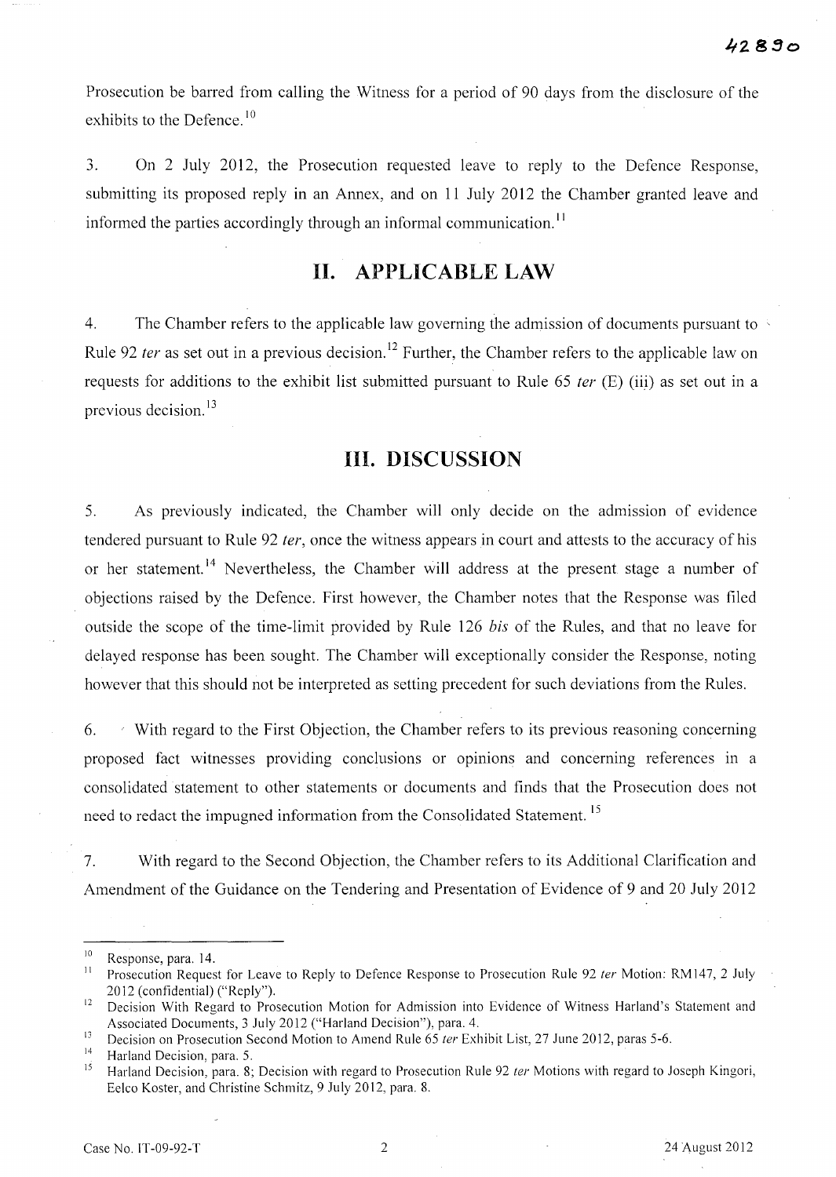Prosecution be barred from calling the Witness for a period of 90 days from the disclosure of the exhibits to the Defence.[10]

3. On 2 July 2012, the Prosecution requested leave to reply to the Defence Response, submitting its proposed reply in an Annex, and on 11 July 2012 the Chamber granted leave and informed the parties accordingly through an informal communication.[11]

## II. APPLICABLE LAW

4. The Chamber refers to the applicable law governing the admission of documents pursuant to Rule 92 *ter* as set out in a previous decision.[12] Further, the Chamber refers to the applicable law on requests for additions to the exhibit list submitted pursuant to Rule 65 *ter* (E) (iii) as set out in a previous decision.[13]

## III. DISCUSSION

5. As previously indicated, the Chamber will only decide on the admission of evidence tendered pursuant to Rule 92 *ter*, once the witness appears in court and attests to the accuracy of his or her statement.[14] Nevertheless, the Chamber will address at the present stage a number of objections raised by the Defence. First however, the Chamber notes that the Response was filed outside the scope of the time-limit provided by Rule 126 *bis* of the Rules, and that no leave for delayed response has been sought. The Chamber will exceptionally consider the Response, noting however that this should not be interpreted as setting precedent for such deviations from the Rules.

6. With regard to the First Objection, the Chamber refers to its previous reasoning concerning proposed fact witnesses providing conclusions or opinions and concerning references in a consolidated statement to other statements or documents and finds that the Prosecution does not need to redact the impugned information from the Consolidated Statement.[15]

7. With regard to the Second Objection, the Chamber refers to its Additional Clarification and Amendment of the Guidance on the Tendering and Presentation of Evidence of 9 and 20 July 2012

---

[10] Response, para. 14.

[11] Prosecution Request for Leave to Reply to Defence Response to Prosecution Rule 92 *ter* Motion: RM147, 2 July 2012 (confidential) ("Reply").

[12] Decision With Regard to Prosecution Motion for Admission into Evidence of Witness Harland's Statement and Associated Documents, 3 July 2012 ("Harland Decision"), para. 4.

[13] Decision on Prosecution Second Motion to Amend Rule 65 *ter* Exhibit List, 27 June 2012, paras 5-6.

[14] Harland Decision, para. 5.

[15] Harland Decision, para. 8; Decision with regard to Prosecution Rule 92 *ter* Motions with regard to Joseph Kingori, Eelco Koster, and Christine Schmitz, 9 July 2012, para. 8.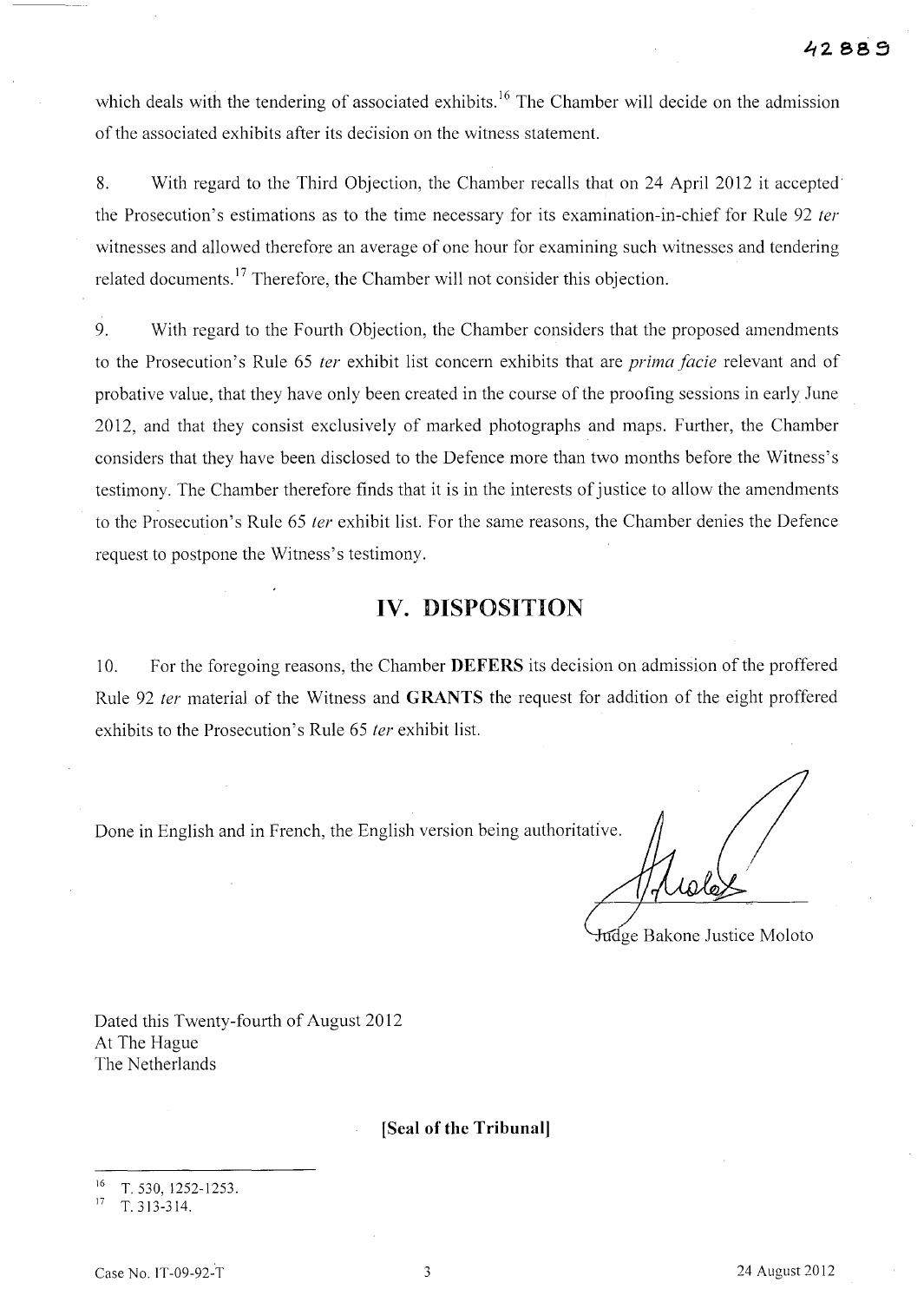which deals with the tendering of associated exhibits.[16] The Chamber will decide on the admission of the associated exhibits after its decision on the witness statement.

8. With regard to the Third Objection, the Chamber recalls that on 24 April 2012 it accepted the Prosecution's estimations as to the time necessary for its examination-in-chief for Rule 92 *ter* witnesses and allowed therefore an average of one hour for examining such witnesses and tendering related documents.[17] Therefore, the Chamber will not consider this objection.

9. With regard to the Fourth Objection, the Chamber considers that the proposed amendments to the Prosecution's Rule 65 *ter* exhibit list concern exhibits that are *prima facie* relevant and of probative value, that they have only been created in the course of the proofing sessions in early June 2012, and that they consist exclusively of marked photographs and maps. Further, the Chamber considers that they have been disclosed to the Defence more than two months before the Witness's testimony. The Chamber therefore finds that it is in the interests of justice to allow the amendments to the Prosecution's Rule 65 *ter* exhibit list. For the same reasons, the Chamber denies the Defence request to postpone the Witness's testimony.

## IV. DISPOSITION

10. For the foregoing reasons, the Chamber **DEFERS** its decision on admission of the proffered Rule 92 *ter* material of the Witness and **GRANTS** the request for addition of the eight proffered exhibits to the Prosecution's Rule 65 *ter* exhibit list.

Done in English and in French, the English version being authoritative.

Judge Bakone Justice Moloto

Dated this Twenty-fourth of August 2012
At The Hague
The Netherlands

**[Seal of the Tribunal]**

[16] T. 530, 1252-1253.

[17] T. 313-314.